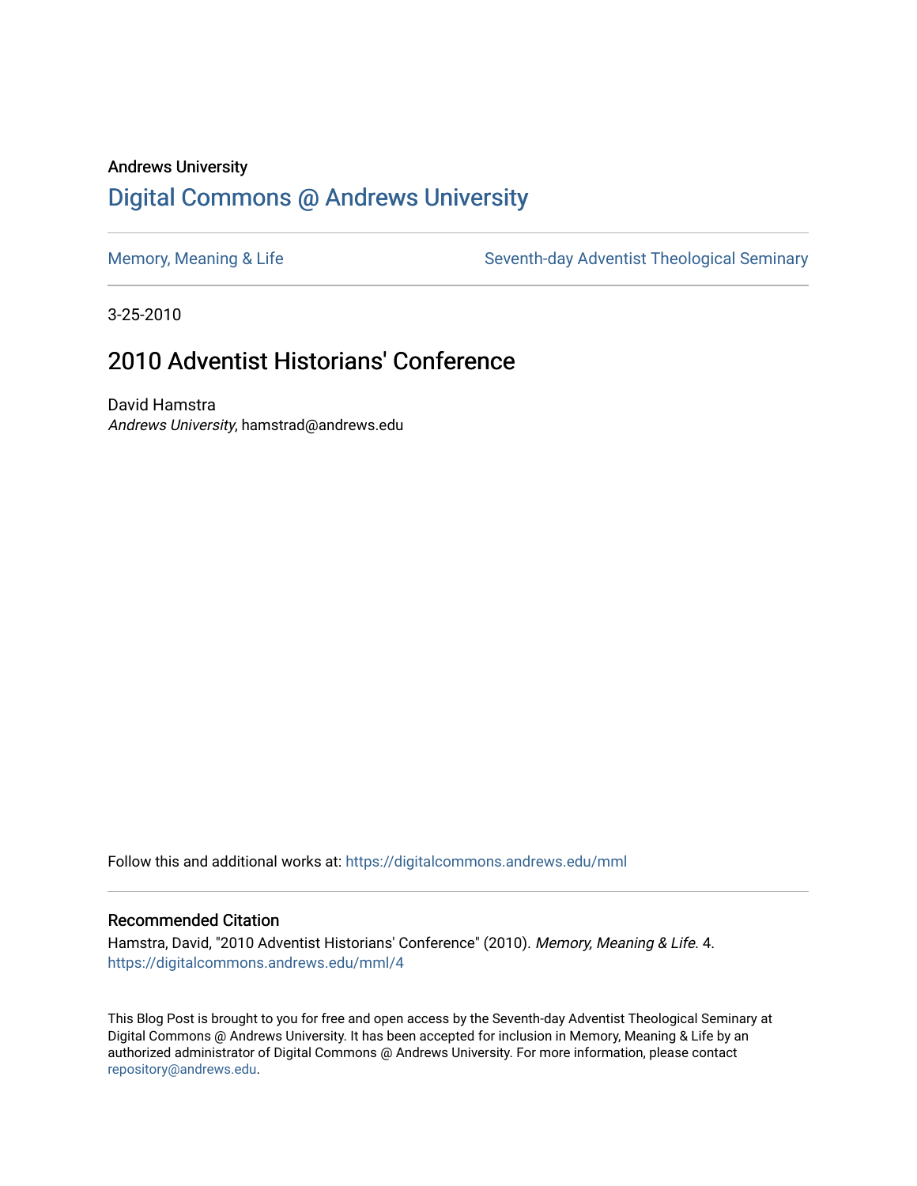Andrews University

# Digital Commons @ Andrews University

Memory, Meaning & Life

Seventh-day Adventist Theological Seminary

3-25-2010

## 2010 Adventist Historians' Conference

David Hamstra
*Andrews University*, hamstrad@andrews.edu

Follow this and additional works at: https://digitalcommons.andrews.edu/mml

### Recommended Citation

Hamstra, David, "2010 Adventist Historians' Conference" (2010). *Memory, Meaning & Life*. 4.
https://digitalcommons.andrews.edu/mml/4

This Blog Post is brought to you for free and open access by the Seventh-day Adventist Theological Seminary at Digital Commons @ Andrews University. It has been accepted for inclusion in Memory, Meaning & Life by an authorized administrator of Digital Commons @ Andrews University. For more information, please contact repository@andrews.edu.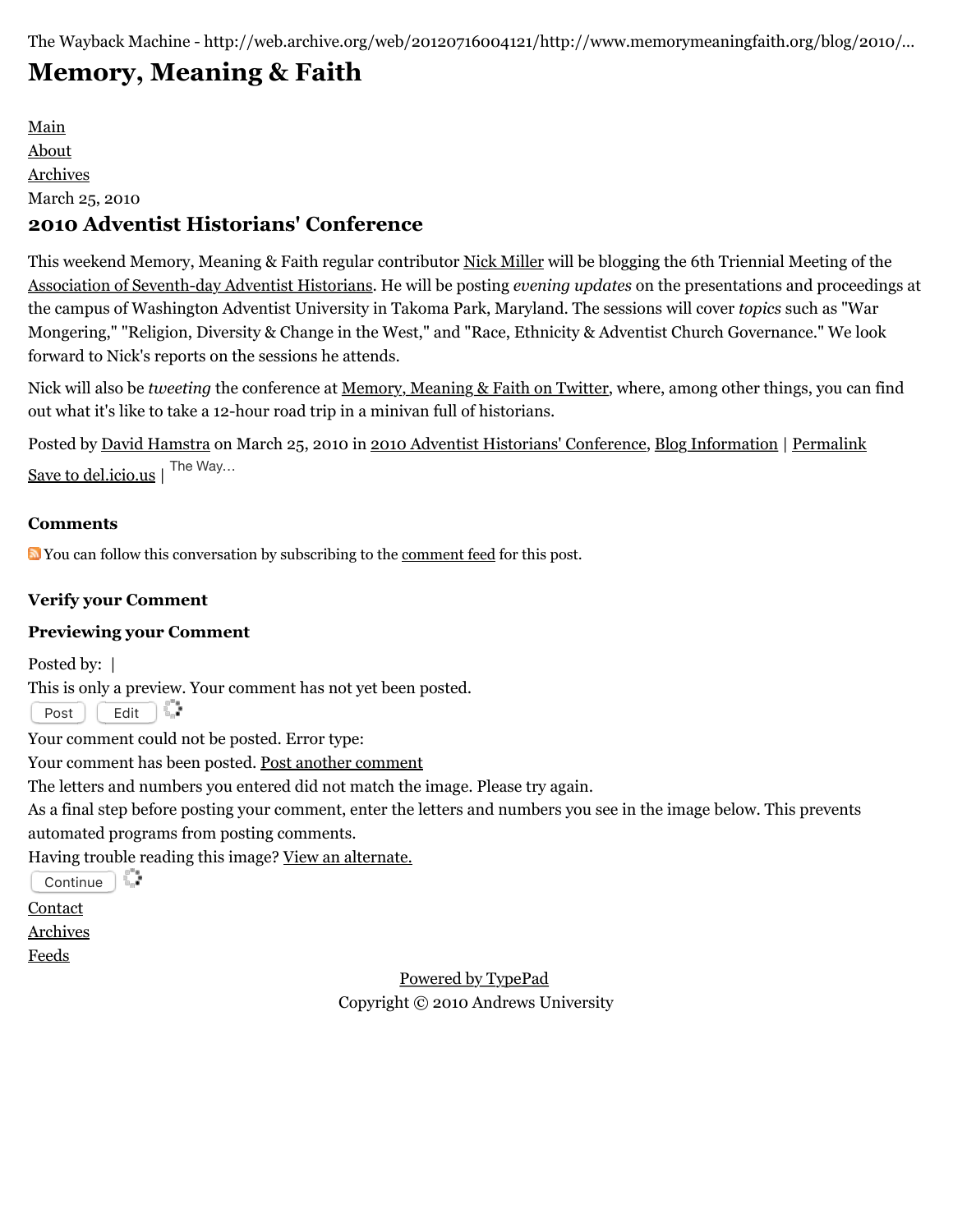The Wayback Machine - http://web.archive.org/web/20120716004121/http://www.memorymeaningfaith.org/blog/2010/...

# Memory, Meaning & Faith

Main
About
Archives
March 25, 2010

## 2010 Adventist Historians' Conference

This weekend Memory, Meaning & Faith regular contributor Nick Miller will be blogging the 6th Triennial Meeting of the Association of Seventh-day Adventist Historians. He will be posting *evening updates* on the presentations and proceedings at the campus of Washington Adventist University in Takoma Park, Maryland. The sessions will cover *topics* such as "War Mongering," "Religion, Diversity & Change in the West," and "Race, Ethnicity & Adventist Church Governance." We look forward to Nick's reports on the sessions he attends.

Nick will also be *tweeting* the conference at Memory, Meaning & Faith on Twitter, where, among other things, you can find out what it's like to take a 12-hour road trip in a minivan full of historians.

Posted by David Hamstra on March 25, 2010 in 2010 Adventist Historians' Conference, Blog Information | Permalink
Save to del.icio.us | The Way...

### Comments

You can follow this conversation by subscribing to the comment feed for this post.

### Verify your Comment

### Previewing your Comment

Posted by: |
This is only a preview. Your comment has not yet been posted.
Post Edit
Your comment could not be posted. Error type:
Your comment has been posted. Post another comment
The letters and numbers you entered did not match the image. Please try again.
As a final step before posting your comment, enter the letters and numbers you see in the image below. This prevents automated programs from posting comments.
Having trouble reading this image? View an alternate.
Continue
Contact
Archives
Feeds

Powered by TypePad
Copyright © 2010 Andrews University